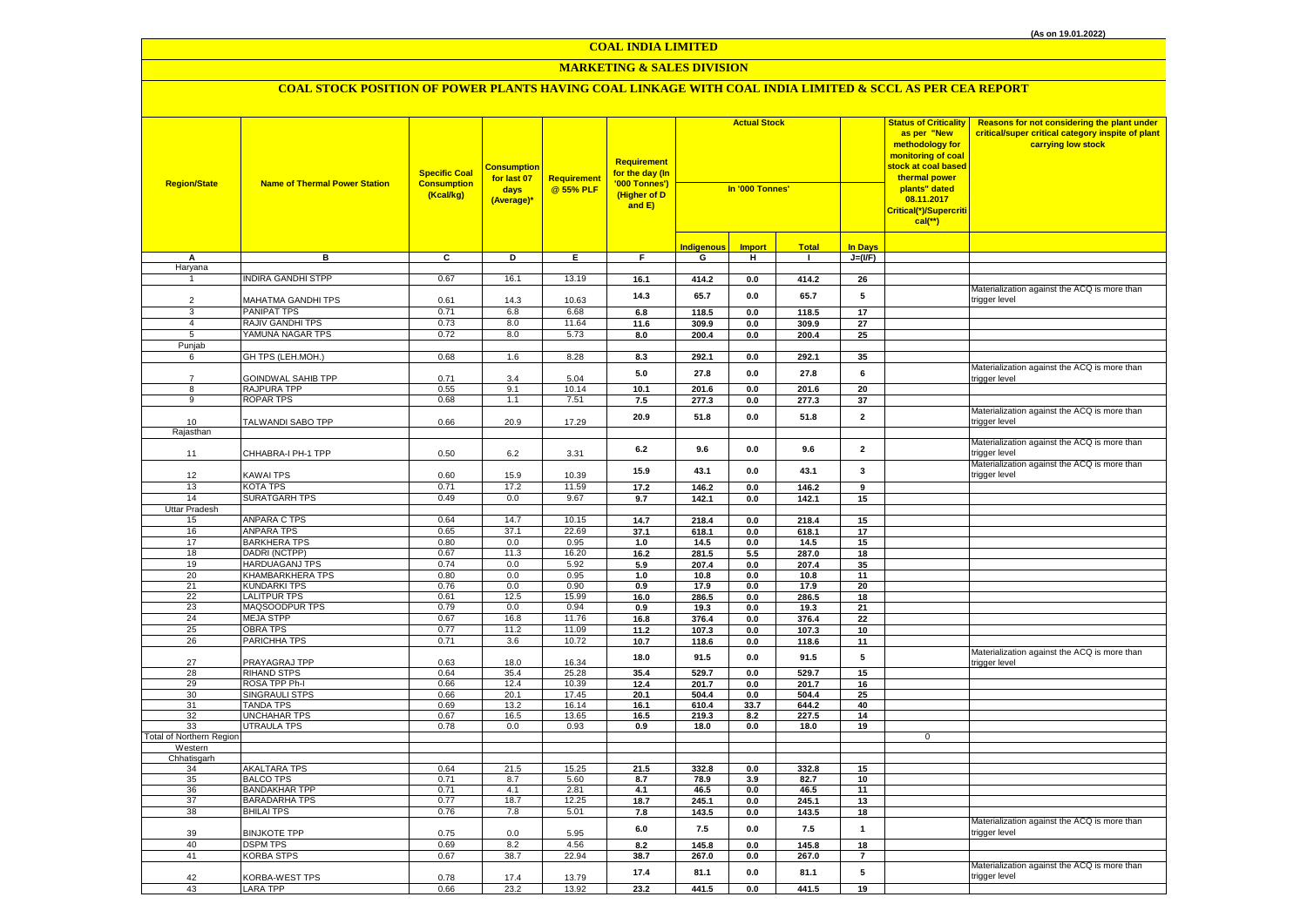(As on 19.01.2022)

# COAL INDIA LIMITED

## MARKETING & SALES DIVISION

### COAL STOCK POSITION OF POWER PLANTS HAVING COAL LINKAGE WITH COAL INDIA LIMITED & SCCL AS PER CEA REPORT

| Region/State | Name of Thermal Power Station | Specific Coal Consumption (Kcal/kg) | Consumption for last 07 days (Average)* | Requirement @ 55% PLF | Requirement for the day (In '000 Tonnes') (Higher of D and E) | Actual Stock In '000 Tonnes' | | | | Status of Criticality as per "New methodology for monitoring of coal stock at coal based thermal power plants" dated 08.11.2017 Critical(*)/Supercritical(**) | Reasons for not considering the plant under critical/super critical category inspite of plant carrying low stock |
|---|---|---|---|---|---|---|---|---|---|---|---|
| | | | | | | Indigenous | Import | Total | In Days | | |
| A | B | C | D | E | F | G | H | I | J=(I/F) | | |
| Haryana | | | | | | | | | | | |
| 1 | INDIRA GANDHI STPP | 0.67 | 16.1 | 13.19 | 16.1 | 414.2 | 0.0 | 414.2 | 26 | | |
| 2 | MAHATMA GANDHI TPS | 0.61 | 14.3 | 10.63 | 14.3 | 65.7 | 0.0 | 65.7 | 5 | | Materialization against the ACQ is more than trigger level |
| 3 | PANIPAT TPS | 0.71 | 6.8 | 6.68 | 6.8 | 118.5 | 0.0 | 118.5 | 17 | | |
| 4 | RAJIV GANDHI TPS | 0.73 | 8.0 | 11.64 | 11.6 | 309.9 | 0.0 | 309.9 | 27 | | |
| 5 | YAMUNA NAGAR TPS | 0.72 | 8.0 | 5.73 | 8.0 | 200.4 | 0.0 | 200.4 | 25 | | |
| Punjab | | | | | | | | | | | |
| 6 | GH TPS (LEH.MOH.) | 0.68 | 1.6 | 8.28 | 8.3 | 292.1 | 0.0 | 292.1 | 35 | | |
| 7 | GOINDWAL SAHIB TPP | 0.71 | 3.4 | 5.04 | 5.0 | 27.8 | 0.0 | 27.8 | 6 | | Materialization against the ACQ is more than trigger level |
| 8 | RAJPURA TPP | 0.55 | 9.1 | 10.14 | 10.1 | 201.6 | 0.0 | 201.6 | 20 | | |
| 9 | ROPAR TPS | 0.68 | 1.1 | 7.51 | 7.5 | 277.3 | 0.0 | 277.3 | 37 | | |
| 10 | TALWANDI SABO TPP | 0.66 | 20.9 | 17.29 | 20.9 | 51.8 | 0.0 | 51.8 | 2 | | Materialization against the ACQ is more than trigger level |
| Rajasthan | | | | | | | | | | | |
| 11 | CHHABRA-I PH-1 TPP | 0.50 | 6.2 | 3.31 | 6.2 | 9.6 | 0.0 | 9.6 | 2 | | Materialization against the ACQ is more than trigger level |
| 12 | KAWAI TPS | 0.60 | 15.9 | 10.39 | 15.9 | 43.1 | 0.0 | 43.1 | 3 | | Materialization against the ACQ is more than trigger level |
| 13 | KOTA TPS | 0.71 | 17.2 | 11.59 | 17.2 | 146.2 | 0.0 | 146.2 | 9 | | |
| 14 | SURATGARH TPS | 0.49 | 0.0 | 9.67 | 9.7 | 142.1 | 0.0 | 142.1 | 15 | | |
| Uttar Pradesh | | | | | | | | | | | |
| 15 | ANPARA C TPS | 0.64 | 14.7 | 10.15 | 14.7 | 218.4 | 0.0 | 218.4 | 15 | | |
| 16 | ANPARA TPS | 0.65 | 37.1 | 22.69 | 37.1 | 618.1 | 0.0 | 618.1 | 17 | | |
| 17 | BARKHERA TPS | 0.80 | 0.0 | 0.95 | 1.0 | 14.5 | 0.0 | 14.5 | 15 | | |
| 18 | DADRI (NCTPP) | 0.67 | 11.3 | 16.20 | 16.2 | 281.5 | 5.5 | 287.0 | 18 | | |
| 19 | HARDUAGANJ TPS | 0.74 | 0.0 | 5.92 | 5.9 | 207.4 | 0.0 | 207.4 | 35 | | |
| 20 | KHAMBARKHERA TPS | 0.80 | 0.0 | 0.95 | 1.0 | 10.8 | 0.0 | 10.8 | 11 | | |
| 21 | KUNDARKI TPS | 0.76 | 0.0 | 0.90 | 0.9 | 17.9 | 0.0 | 17.9 | 20 | | |
| 22 | LALITPUR TPS | 0.61 | 12.5 | 15.99 | 16.0 | 286.5 | 0.0 | 286.5 | 18 | | |
| 23 | MAQSOODPUR TPS | 0.79 | 0.0 | 0.94 | 0.9 | 19.3 | 0.0 | 19.3 | 21 | | |
| 24 | MEJA STPP | 0.67 | 16.8 | 11.76 | 16.8 | 376.4 | 0.0 | 376.4 | 22 | | |
| 25 | OBRA TPS | 0.77 | 11.2 | 11.09 | 11.2 | 107.3 | 0.0 | 107.3 | 10 | | |
| 26 | PARICHHA TPS | 0.71 | 3.6 | 10.72 | 10.7 | 118.6 | 0.0 | 118.6 | 11 | | |
| 27 | PRAYAGRAJ TPP | 0.63 | 18.0 | 16.34 | 18.0 | 91.5 | 0.0 | 91.5 | 5 | | Materialization against the ACQ is more than trigger level |
| 28 | RIHAND STPS | 0.64 | 35.4 | 25.28 | 35.4 | 529.7 | 0.0 | 529.7 | 15 | | |
| 29 | ROSA TPP Ph-I | 0.66 | 12.4 | 10.39 | 12.4 | 201.7 | 0.0 | 201.7 | 16 | | |
| 30 | SINGRAULI STPS | 0.66 | 20.1 | 17.45 | 20.1 | 504.4 | 0.0 | 504.4 | 25 | | |
| 31 | TANDA TPS | 0.69 | 13.2 | 16.14 | 16.1 | 610.4 | 33.7 | 644.2 | 40 | | |
| 32 | UNCHAHAR TPS | 0.67 | 16.5 | 13.65 | 16.5 | 219.3 | 8.2 | 227.5 | 14 | | |
| 33 | UTRAULA TPS | 0.78 | 0.0 | 0.93 | 0.9 | 18.0 | 0.0 | 18.0 | 19 | | |
| Total of Northern Region | | | | | | | | | | 0 | |
| Western | | | | | | | | | | | |
| Chhatisgarh | | | | | | | | | | | |
| 34 | AKALTARA TPS | 0.64 | 21.5 | 15.25 | 21.5 | 332.8 | 0.0 | 332.8 | 15 | | |
| 35 | BALCO TPS | 0.71 | 8.7 | 5.60 | 8.7 | 78.9 | 3.9 | 82.7 | 10 | | |
| 36 | BANDAKHAR TPP | 0.71 | 4.1 | 2.81 | 4.1 | 46.5 | 0.0 | 46.5 | 11 | | |
| 37 | BARADARHA TPS | 0.77 | 18.7 | 12.25 | 18.7 | 245.1 | 0.0 | 245.1 | 13 | | |
| 38 | BHILAI TPS | 0.76 | 7.8 | 5.01 | 7.8 | 143.5 | 0.0 | 143.5 | 18 | | |
| 39 | BINJKOTE TPP | 0.75 | 0.0 | 5.95 | 6.0 | 7.5 | 0.0 | 7.5 | 1 | | Materialization against the ACQ is more than trigger level |
| 40 | DSPM TPS | 0.69 | 8.2 | 4.56 | 8.2 | 145.8 | 0.0 | 145.8 | 18 | | |
| 41 | KORBA STPS | 0.67 | 38.7 | 22.94 | 38.7 | 267.0 | 0.0 | 267.0 | 7 | | |
| 42 | KORBA-WEST TPS | 0.78 | 17.4 | 13.79 | 17.4 | 81.1 | 0.0 | 81.1 | 5 | | Materialization against the ACQ is more than trigger level |
| 43 | LARA TPP | 0.66 | 23.2 | 13.92 | 23.2 | 441.5 | 0.0 | 441.5 | 19 | | |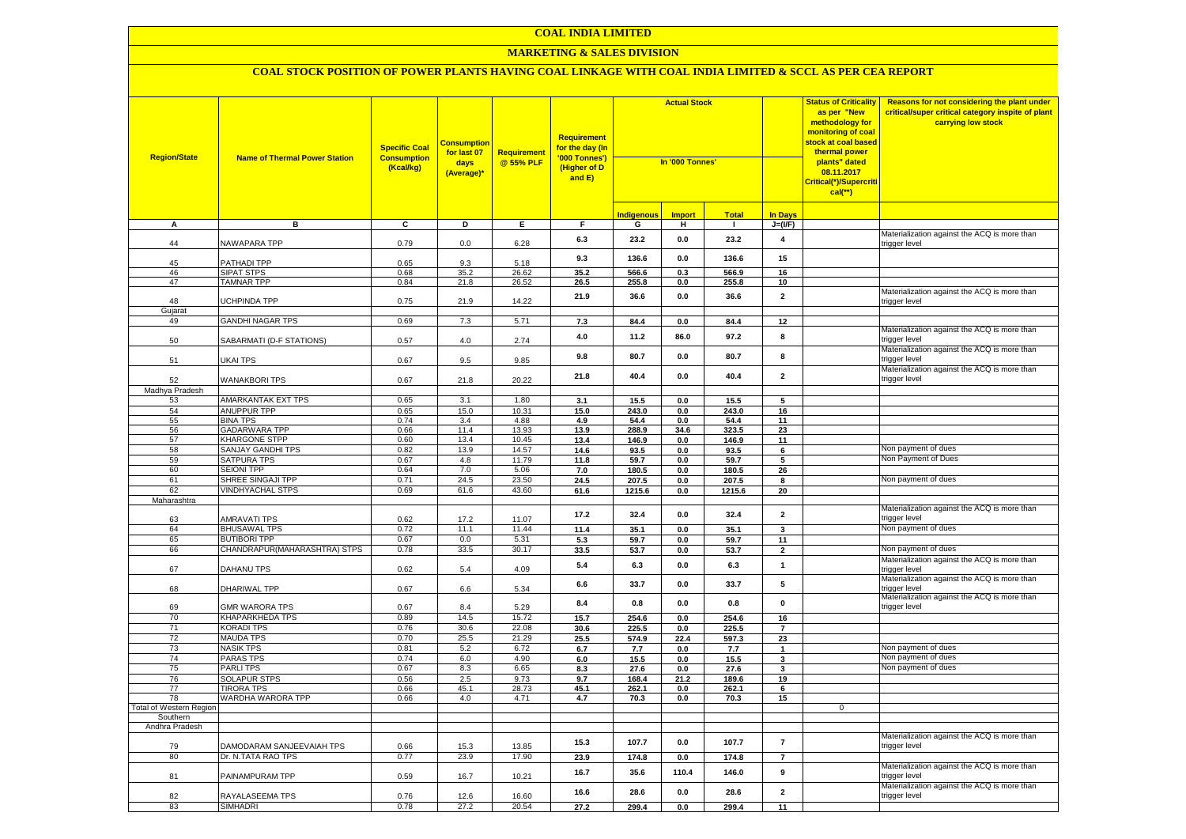# COAL INDIA LIMITED

## MARKETING & SALES DIVISION

### COAL STOCK POSITION OF POWER PLANTS HAVING COAL LINKAGE WITH COAL INDIA LIMITED & SCCL AS PER CEA REPORT

| Region/State | Name of Thermal Power Station | Specific Coal Consumption (Kcal/kg) | Consumption for last 07 days (Average)* | Requirement @ 55% PLF | Requirement for the day (In '000 Tonnes') (Higher of D and E) | Actual Stock In '000 Tonnes' | | | | Status of Criticality as per "New methodology for monitoring of coal stock at coal based thermal power plants" dated 08.11.2017 Critical(*)/Supercritical(**) | Reasons for not considering the plant under critical/super critical category inspite of plant carrying low stock |
|---|---|---|---|---|---|---|---|---|---|---|---|
| | | | | | | Indigenous | Import | Total | In Days | | |
| A | B | C | D | E | F | G | H | I | J=(I/F) | | |
| 44 | NAWAPARA TPP | 0.79 | 0.0 | 6.28 | 6.3 | 23.2 | 0.0 | 23.2 | 4 | | Materialization against the ACQ is more than trigger level |
| 45 | PATHADI TPP | 0.65 | 9.3 | 5.18 | 9.3 | 136.6 | 0.0 | 136.6 | 15 | | |
| 46 | SIPAT STPS | 0.68 | 35.2 | 26.62 | 35.2 | 566.6 | 0.3 | 566.9 | 16 | | |
| 47 | TAMNAR TPP | 0.84 | 21.8 | 26.52 | 26.5 | 255.8 | 0.0 | 255.8 | 10 | | |
| 48 | UCHPINDA TPP | 0.75 | 21.9 | 14.22 | 21.9 | 36.6 | 0.0 | 36.6 | 2 | | Materialization against the ACQ is more than trigger level |
| Gujarat | | | | | | | | | | | |
| 49 | GANDHI NAGAR TPS | 0.69 | 7.3 | 5.71 | 7.3 | 84.4 | 0.0 | 84.4 | 12 | | |
| 50 | SABARMATI (D-F STATIONS) | 0.57 | 4.0 | 2.74 | 4.0 | 11.2 | 86.0 | 97.2 | 8 | | Materialization against the ACQ is more than trigger level |
| 51 | UKAI TPS | 0.67 | 9.5 | 9.85 | 9.8 | 80.7 | 0.0 | 80.7 | 8 | | Materialization against the ACQ is more than trigger level |
| 52 | WANAKBORI TPS | 0.67 | 21.8 | 20.22 | 21.8 | 40.4 | 0.0 | 40.4 | 2 | | Materialization against the ACQ is more than trigger level |
| Madhya Pradesh | | | | | | | | | | | |
| 53 | AMARKANTAK EXT TPS | 0.65 | 3.1 | 1.80 | 3.1 | 15.5 | 0.0 | 15.5 | 5 | | |
| 54 | ANUPPUR TPP | 0.65 | 15.0 | 10.31 | 15.0 | 243.0 | 0.0 | 243.0 | 16 | | |
| 55 | BINA TPS | 0.74 | 3.4 | 4.88 | 4.9 | 54.4 | 0.0 | 54.4 | 11 | | |
| 56 | GADARWARA TPP | 0.66 | 11.4 | 13.93 | 13.9 | 288.9 | 34.6 | 323.5 | 23 | | |
| 57 | KHARGONE STPP | 0.60 | 13.4 | 10.45 | 13.4 | 146.9 | 0.0 | 146.9 | 11 | | |
| 58 | SANJAY GANDHI TPS | 0.82 | 13.9 | 14.57 | 14.6 | 93.5 | 0.0 | 93.5 | 6 | | Non payment of dues |
| 59 | SATPURA TPS | 0.67 | 4.8 | 11.79 | 11.8 | 59.7 | 0.0 | 59.7 | 5 | | Non Payment of Dues |
| 60 | SEIONI TPP | 0.64 | 7.0 | 5.06 | 7.0 | 180.5 | 0.0 | 180.5 | 26 | | |
| 61 | SHREE SINGAJI TPP | 0.71 | 24.5 | 23.50 | 24.5 | 207.5 | 0.0 | 207.5 | 8 | | Non payment of dues |
| 62 | VINDHYACHAL STPS | 0.69 | 61.6 | 43.60 | 61.6 | 1215.6 | 0.0 | 1215.6 | 20 | | |
| Maharashtra | | | | | | | | | | | |
| 63 | AMRAVATI TPS | 0.62 | 17.2 | 11.07 | 17.2 | 32.4 | 0.0 | 32.4 | 2 | | Materialization against the ACQ is more than trigger level |
| 64 | BHUSAWAL TPS | 0.72 | 11.1 | 11.44 | 11.4 | 35.1 | 0.0 | 35.1 | 3 | | Non payment of dues |
| 65 | BUTIBORI TPP | 0.67 | 0.0 | 5.31 | 5.3 | 59.7 | 0.0 | 59.7 | 11 | | |
| 66 | CHANDRAPUR(MAHARASHTRA) STPS | 0.78 | 33.5 | 30.17 | 33.5 | 53.7 | 0.0 | 53.7 | 2 | | Non payment of dues |
| 67 | DAHANU TPS | 0.62 | 5.4 | 4.09 | 5.4 | 6.3 | 0.0 | 6.3 | 1 | | Materialization against the ACQ is more than trigger level |
| 68 | DHARIWAL TPP | 0.67 | 6.6 | 5.34 | 6.6 | 33.7 | 0.0 | 33.7 | 5 | | Materialization against the ACQ is more than trigger level |
| 69 | GMR WARORA TPS | 0.67 | 8.4 | 5.29 | 8.4 | 0.8 | 0.0 | 0.8 | 0 | | Materialization against the ACQ is more than trigger level |
| 70 | KHAPARKHEDA TPS | 0.89 | 14.5 | 15.72 | 15.7 | 254.6 | 0.0 | 254.6 | 16 | | |
| 71 | KORADI TPS | 0.76 | 30.6 | 22.08 | 30.6 | 225.5 | 0.0 | 225.5 | 7 | | |
| 72 | MAUDA TPS | 0.70 | 25.5 | 21.29 | 25.5 | 574.9 | 22.4 | 597.3 | 23 | | |
| 73 | NASIK TPS | 0.81 | 5.2 | 6.72 | 6.7 | 7.7 | 0.0 | 7.7 | 1 | | Non payment of dues |
| 74 | PARAS TPS | 0.74 | 6.0 | 4.90 | 6.0 | 15.5 | 0.0 | 15.5 | 3 | | Non payment of dues |
| 75 | PARLI TPS | 0.67 | 8.3 | 6.65 | 8.3 | 27.6 | 0.0 | 27.6 | 3 | | Non payment of dues |
| 76 | SOLAPUR STPS | 0.56 | 2.5 | 9.73 | 9.7 | 168.4 | 21.2 | 189.6 | 19 | | |
| 77 | TIRORA TPS | 0.66 | 45.1 | 28.73 | 45.1 | 262.1 | 0.0 | 262.1 | 6 | | |
| 78 | WARDHA WARORA TPP | 0.66 | 4.0 | 4.71 | 4.7 | 70.3 | 0.0 | 70.3 | 15 | | |
| Total of Western Region | | | | | | | | | | 0 | |
| Southern | | | | | | | | | | | |
| Andhra Pradesh | | | | | | | | | | | |
| 79 | DAMODARAM SANJEEVAIAH TPS | 0.66 | 15.3 | 13.85 | 15.3 | 107.7 | 0.0 | 107.7 | 7 | | Materialization against the ACQ is more than trigger level |
| 80 | Dr. N.TATA RAO TPS | 0.77 | 23.9 | 17.90 | 23.9 | 174.8 | 0.0 | 174.8 | 7 | | |
| 81 | PAINAMPURAM TPP | 0.59 | 16.7 | 10.21 | 16.7 | 35.6 | 110.4 | 146.0 | 9 | | Materialization against the ACQ is more than trigger level |
| 82 | RAYALASEEMA TPS | 0.76 | 12.6 | 16.60 | 16.6 | 28.6 | 0.0 | 28.6 | 2 | | Materialization against the ACQ is more than trigger level |
| 83 | SIMHADRI | 0.78 | 27.2 | 20.54 | 27.2 | 299.4 | 0.0 | 299.4 | 11 | | |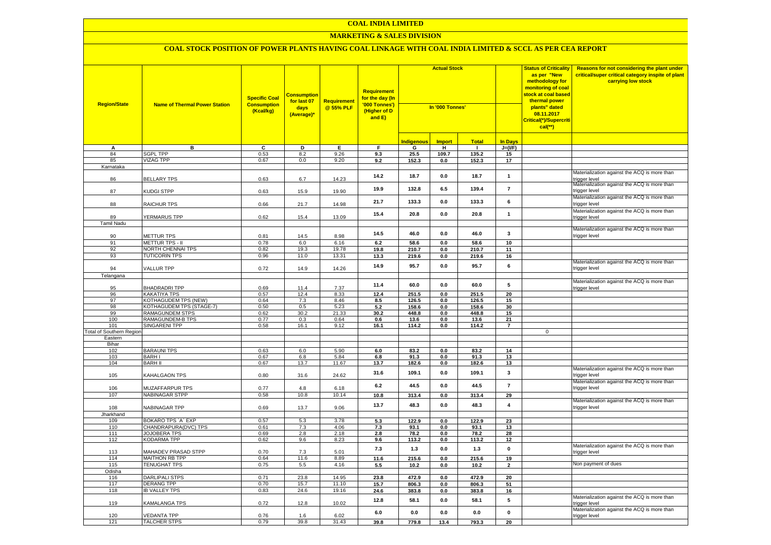# COAL INDIA LIMITED

## MARKETING & SALES DIVISION

### COAL STOCK POSITION OF POWER PLANTS HAVING COAL LINKAGE WITH COAL INDIA LIMITED & SCCL AS PER CEA REPORT

| Region/State | Name of Thermal Power Station | Specific Coal Consumption (Kcal/kg) | Consumption for last 07 days (Average)* | Requirement @ 55% PLF | Requirement for the day (In '000 Tonnes') (Higher of D and E) | Actual Stock In '000 Tonnes' | | | | Status of Criticality as per "New methodology for monitoring of coal stock at coal based thermal power plants" dated 08.11.2017 Critical(*)/Supercritical(**) | Reasons for not considering the plant under critical/super critical category inspite of plant carrying low stock |
|---|---|---|---|---|---|---|---|---|---|---|---|
| | | | | | | Indigenous | Import | Total | In Days | | |
| A | B | C | D | E | F | G | H | I | J=(I/F) | | |
| 84 | SGPL TPP | 0.53 | 8.2 | 9.26 | 9.3 | 25.5 | 109.7 | 135.2 | 15 | | |
| 85 | VIZAG TPP | 0.67 | 0.0 | 9.20 | 9.2 | 152.3 | 0.0 | 152.3 | 17 | | |
| Karnataka | | | | | | | | | | | |
| 86 | BELLARY TPS | 0.63 | 6.7 | 14.23 | 14.2 | 18.7 | 0.0 | 18.7 | 1 | | Materialization against the ACQ is more than trigger level |
| 87 | KUDGI STPP | 0.63 | 15.9 | 19.90 | 19.9 | 132.8 | 6.5 | 139.4 | 7 | | Materialization against the ACQ is more than trigger level |
| 88 | RAICHUR TPS | 0.66 | 21.7 | 14.98 | 21.7 | 133.3 | 0.0 | 133.3 | 6 | | Materialization against the ACQ is more than trigger level |
| 89 | YERMARUS TPP | 0.62 | 15.4 | 13.09 | 15.4 | 20.8 | 0.0 | 20.8 | 1 | | Materialization against the ACQ is more than trigger level |
| Tamil Nadu | | | | | | | | | | | |
| 90 | METTUR TPS | 0.81 | 14.5 | 8.98 | 14.5 | 46.0 | 0.0 | 46.0 | 3 | | Materialization against the ACQ is more than trigger level |
| 91 | METTUR TPS - II | 0.78 | 6.0 | 6.16 | 6.2 | 58.6 | 0.0 | 58.6 | 10 | | |
| 92 | NORTH CHENNAI TPS | 0.82 | 19.3 | 19.78 | 19.8 | 210.7 | 0.0 | 210.7 | 11 | | |
| 93 | TUTICORIN TPS | 0.96 | 11.0 | 13.31 | 13.3 | 219.6 | 0.0 | 219.6 | 16 | | |
| 94 | VALLUR TPP | 0.72 | 14.9 | 14.26 | 14.9 | 95.7 | 0.0 | 95.7 | 6 | | Materialization against the ACQ is more than trigger level |
| Telangana | | | | | | | | | | | |
| 95 | BHADRADRI TPP | 0.69 | 11.4 | 7.37 | 11.4 | 60.0 | 0.0 | 60.0 | 5 | | Materialization against the ACQ is more than trigger level |
| 96 | KAKATIYA TPS | 0.57 | 12.4 | 8.33 | 12.4 | 251.5 | 0.0 | 251.5 | 20 | | |
| 97 | KOTHAGUDEM TPS (NEW) | 0.64 | 7.3 | 8.46 | 8.5 | 126.5 | 0.0 | 126.5 | 15 | | |
| 98 | KOTHAGUDEM TPS (STAGE-7) | 0.50 | 0.5 | 5.23 | 5.2 | 158.6 | 0.0 | 158.6 | 30 | | |
| 99 | RAMAGUNDEM STPS | 0.62 | 30.2 | 21.33 | 30.2 | 448.8 | 0.0 | 448.8 | 15 | | |
| 100 | RAMAGUNDEM-B TPS | 0.77 | 0.3 | 0.64 | 0.6 | 13.6 | 0.0 | 13.6 | 21 | | |
| 101 | SINGARENI TPP | 0.58 | 16.1 | 9.12 | 16.1 | 114.2 | 0.0 | 114.2 | 7 | | |
| Total of Southern Region | | | | | | | | | | 0 | |
| Eastern | | | | | | | | | | | |
| Bihar | | | | | | | | | | | |
| 102 | BARAUNI TPS | 0.63 | 6.0 | 5.90 | 6.0 | 83.2 | 0.0 | 83.2 | 14 | | |
| 103 | BARH I | 0.67 | 6.8 | 5.84 | 6.8 | 91.3 | 0.0 | 91.3 | 13 | | |
| 104 | BARH II | 0.67 | 13.7 | 11.67 | 13.7 | 182.6 | 0.0 | 182.6 | 13 | | |
| 105 | KAHALGAON TPS | 0.80 | 31.6 | 24.62 | 31.6 | 109.1 | 0.0 | 109.1 | 3 | | Materialization against the ACQ is more than trigger level |
| 106 | MUZAFFARPUR TPS | 0.77 | 4.8 | 6.18 | 6.2 | 44.5 | 0.0 | 44.5 | 7 | | Materialization against the ACQ is more than trigger level |
| 107 | NABINAGAR STPP | 0.58 | 10.8 | 10.14 | 10.8 | 313.4 | 0.0 | 313.4 | 29 | | |
| 108 | NABINAGAR TPP | 0.69 | 13.7 | 9.06 | 13.7 | 48.3 | 0.0 | 48.3 | 4 | | Materialization against the ACQ is more than trigger level |
| Jharkhand | | | | | | | | | | | |
| 109 | BOKARO TPS `A` EXP | 0.57 | 5.3 | 3.78 | 5.3 | 122.9 | 0.0 | 122.9 | 23 | | |
| 110 | CHANDRAPURA(DVC) TPS | 0.61 | 7.3 | 4.06 | 7.3 | 93.1 | 0.0 | 93.1 | 13 | | |
| 111 | JOJOBERA TPS | 0.69 | 2.8 | 2.18 | 2.8 | 78.2 | 0.0 | 78.2 | 28 | | |
| 112 | KODARMA TPP | 0.62 | 9.6 | 8.23 | 9.6 | 113.2 | 0.0 | 113.2 | 12 | | |
| 113 | MAHADEV PRASAD STPP | 0.70 | 7.3 | 5.01 | 7.3 | 1.3 | 0.0 | 1.3 | 0 | | Materialization against the ACQ is more than trigger level |
| 114 | MAITHON RB TPP | 0.64 | 11.6 | 8.89 | 11.6 | 215.6 | 0.0 | 215.6 | 19 | | |
| 115 | TENUGHAT TPS | 0.75 | 5.5 | 4.16 | 5.5 | 10.2 | 0.0 | 10.2 | 2 | | Non payment of dues |
| Odisha | | | | | | | | | | | |
| 116 | DARLIPALI STPS | 0.71 | 23.8 | 14.95 | 23.8 | 472.9 | 0.0 | 472.9 | 20 | | |
| 117 | DERANG TPP | 0.70 | 15.7 | 11.10 | 15.7 | 806.3 | 0.0 | 806.3 | 51 | | |
| 118 | IB VALLEY TPS | 0.83 | 24.6 | 19.16 | 24.6 | 383.8 | 0.0 | 383.8 | 16 | | |
| 119 | KAMALANGA TPS | 0.72 | 12.8 | 10.02 | 12.8 | 58.1 | 0.0 | 58.1 | 5 | | Materialization against the ACQ is more than trigger level |
| 120 | VEDANTA TPP | 0.76 | 1.6 | 6.02 | 6.0 | 0.0 | 0.0 | 0.0 | 0 | | Materialization against the ACQ is more than trigger level |
| 121 | TALCHER STPS | 0.79 | 39.8 | 31.43 | 39.8 | 779.8 | 13.4 | 793.3 | 20 | | |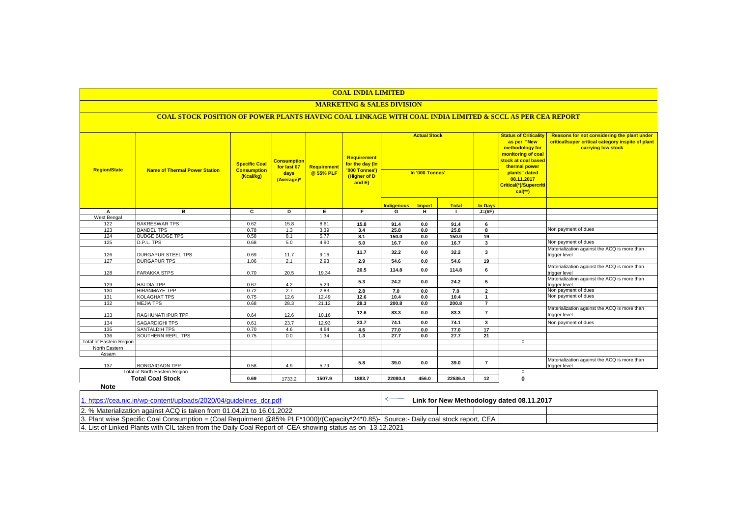# COAL INDIA LIMITED

## MARKETING & SALES DIVISION

### COAL STOCK POSITION OF POWER PLANTS HAVING COAL LINKAGE WITH COAL INDIA LIMITED & SCCL AS PER CEA REPORT

| Region/State | Name of Thermal Power Station | Specific Coal Consumption (Kcal/kg) | Consumption for last 07 days (Average)* | Requirement @ 55% PLF | Requirement for the day (In '000 Tonnes') (Higher of D and E) | Actual Stock In '000 Tonnes' | | | | Status of Criticality as per "New methodology for monitoring of coal stock at coal based thermal power plants" dated 08.11.2017 Critical(*)/Supercritical(**) | Reasons for not considering the plant under critical/super critical category inspite of plant carrying low stock |
|---|---|---|---|---|---|---|---|---|---|---|---|
| | | | | | | Indigenous | Import | Total | In Days | | |
| A | B | C | D | E | F | G | H | I | J=(I/F) | | |
| West Bengal | | | | | | | | | | | |
| 122 | BAKRESWAR TPS | 0.62 | 15.8 | 8.61 | 15.8 | 91.4 | 0.0 | 91.4 | 6 | | |
| 123 | BANDEL TPS | 0.78 | 1.3 | 3.39 | 3.4 | 25.8 | 0.0 | 25.8 | 8 | | Non payment of dues |
| 124 | BUDGE BUDGE TPS | 0.58 | 8.1 | 5.77 | 8.1 | 150.0 | 0.0 | 150.0 | 19 | | |
| 125 | D.P.L. TPS | 0.68 | 5.0 | 4.90 | 5.0 | 16.7 | 0.0 | 16.7 | 3 | | Non payment of dues |
| 126 | DURGAPUR STEEL TPS | 0.69 | 11.7 | 9.16 | 11.7 | 32.2 | 0.0 | 32.2 | 3 | | Materialization against the ACQ is more than trigger level |
| 127 | DURGAPUR TPS | 1.06 | 2.1 | 2.93 | 2.9 | 54.6 | 0.0 | 54.6 | 19 | | |
| 128 | FARAKKA STPS | 0.70 | 20.5 | 19.34 | 20.5 | 114.8 | 0.0 | 114.8 | 6 | | Materialization against the ACQ is more than trigger level |
| 129 | HALDIA TPP | 0.67 | 4.2 | 5.29 | 5.3 | 24.2 | 0.0 | 24.2 | 5 | | Materialization against the ACQ is more than trigger level |
| 130 | HIRANMAYE TPP | 0.72 | 2.7 | 2.83 | 2.8 | 7.0 | 0.0 | 7.0 | 2 | | Non payment of dues |
| 131 | KOLAGHAT TPS | 0.75 | 12.6 | 12.49 | 12.6 | 10.4 | 0.0 | 10.4 | 1 | | Non payment of dues |
| 132 | MEJIA TPS | 0.68 | 28.3 | 21.12 | 28.3 | 200.8 | 0.0 | 200.8 | 7 | | |
| 133 | RAGHUNATHPUR TPP | 0.64 | 12.6 | 10.16 | 12.6 | 83.3 | 0.0 | 83.3 | 7 | | Materialization against the ACQ is more than trigger level |
| 134 | SAGARDIGHI TPS | 0.61 | 23.7 | 12.93 | 23.7 | 74.1 | 0.0 | 74.1 | 3 | | Non payment of dues |
| 135 | SANTALDIH TPS | 0.70 | 4.6 | 4.64 | 4.6 | 77.0 | 0.0 | 77.0 | 17 | | |
| 136 | SOUTHERN REPL. TPS | 0.75 | 0.0 | 1.34 | 1.3 | 27.7 | 0.0 | 27.7 | 21 | | |
| Total of Eastern Region | | | | | | | | | | 0 | |
| North Eastern | | | | | | | | | | | |
| Assam | | | | | | | | | | | |
| 137 | BONGAIGAON TPP | 0.58 | 4.9 | 5.79 | 5.8 | 39.0 | 0.0 | 39.0 | 7 | | Materialization against the ACQ is more than trigger level |
| Total of North Eastern Region | | | | | | | | | | 0 | |
| Total Coal Stock | | 0.69 | 1733.2 | 1507.9 | 1883.7 | 22080.4 | 456.0 | 22536.4 | 12 | 0 | |

**Note**

1. https://cea.nic.in/wp-content/uploads/2020/04/guidelines_dcr.pdf ⟵ Link for New Methodology dated 08.11.2017
2. % Materialization against ACQ is taken from 01.04.21 to 16.01.2022
3. Plant wise Specific Coal Consumption = (Coal Requirment @85% PLF*1000)/(Capacity*24*0.85)- Source:- Daily coal stock report, CEA
4. List of Linked Plants with CIL taken from the Daily Coal Report of CEA showing status as on 13.12.2021